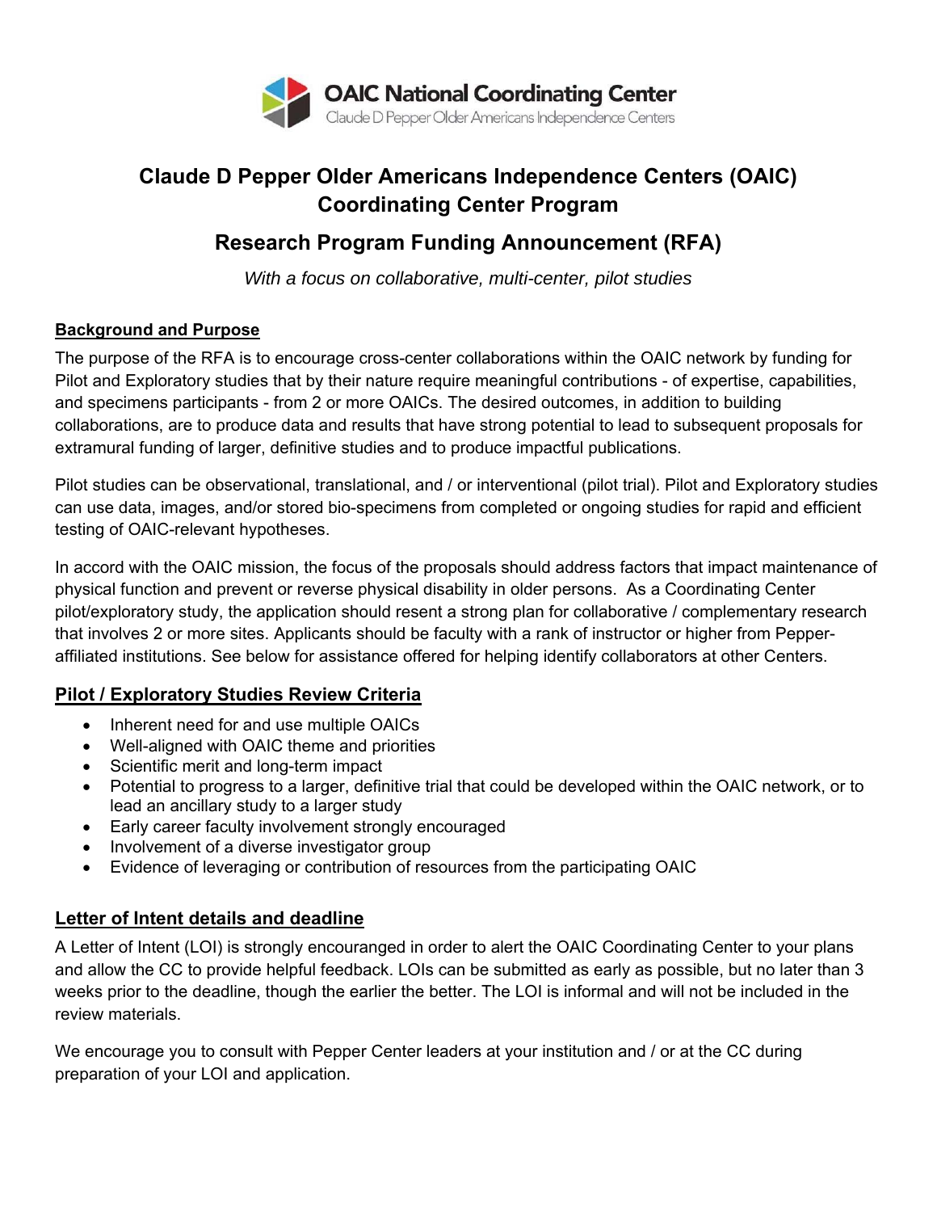OAIC National Coordinating Center
Claude D Pepper Older Americans Independence Centers

# Claude D Pepper Older Americans Independence Centers (OAIC) Coordinating Center Program

## Research Program Funding Announcement (RFA)

*With a focus on collaborative, multi-center, pilot studies*

**Background and Purpose**

The purpose of the RFA is to encourage cross-center collaborations within the OAIC network by funding for Pilot and Exploratory studies that by their nature require meaningful contributions - of expertise, capabilities, and specimens participants - from 2 or more OAICs. The desired outcomes, in addition to building collaborations, are to produce data and results that have strong potential to lead to subsequent proposals for extramural funding of larger, definitive studies and to produce impactful publications.

Pilot studies can be observational, translational, and / or interventional (pilot trial). Pilot and Exploratory studies can use data, images, and/or stored bio-specimens from completed or ongoing studies for rapid and efficient testing of OAIC-relevant hypotheses.

In accord with the OAIC mission, the focus of the proposals should address factors that impact maintenance of physical function and prevent or reverse physical disability in older persons. As a Coordinating Center pilot/exploratory study, the application should resent a strong plan for collaborative / complementary research that involves 2 or more sites. Applicants should be faculty with a rank of instructor or higher from Pepper-affiliated institutions. See below for assistance offered for helping identify collaborators at other Centers.

### Pilot / Exploratory Studies Review Criteria

- Inherent need for and use multiple OAICs
- Well-aligned with OAIC theme and priorities
- Scientific merit and long-term impact
- Potential to progress to a larger, definitive trial that could be developed within the OAIC network, or to lead an ancillary study to a larger study
- Early career faculty involvement strongly encouraged
- Involvement of a diverse investigator group
- Evidence of leveraging or contribution of resources from the participating OAIC

### Letter of Intent details and deadline

A Letter of Intent (LOI) is strongly encouranged in order to alert the OAIC Coordinating Center to your plans and allow the CC to provide helpful feedback. LOIs can be submitted as early as possible, but no later than 3 weeks prior to the deadline, though the earlier the better. The LOI is informal and will not be included in the review materials.

We encourage you to consult with Pepper Center leaders at your institution and / or at the CC during preparation of your LOI and application.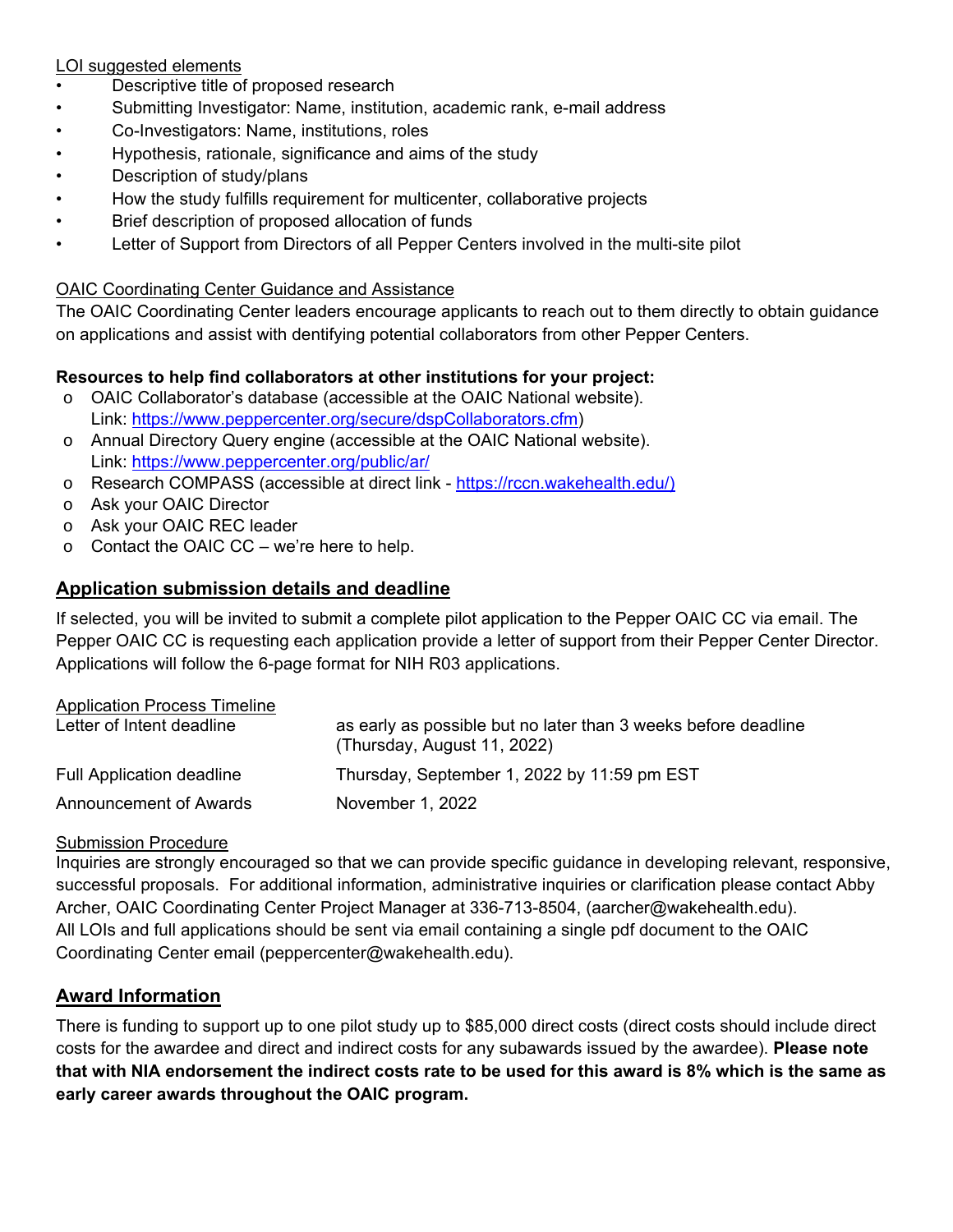LOI suggested elements

- Descriptive title of proposed research
- Submitting Investigator: Name, institution, academic rank, e-mail address
- Co-Investigators: Name, institutions, roles
- Hypothesis, rationale, significance and aims of the study
- Description of study/plans
- How the study fulfills requirement for multicenter, collaborative projects
- Brief description of proposed allocation of funds
- Letter of Support from Directors of all Pepper Centers involved in the multi-site pilot

OAIC Coordinating Center Guidance and Assistance

The OAIC Coordinating Center leaders encourage applicants to reach out to them directly to obtain guidance on applications and assist with dentifying potential collaborators from other Pepper Centers.

**Resources to help find collaborators at other institutions for your project:**

- OAIC Collaborator's database (accessible at the OAIC National website). Link: https://www.peppercenter.org/secure/dspCollaborators.cfm)
- Annual Directory Query engine (accessible at the OAIC National website). Link: https://www.peppercenter.org/public/ar/
- Research COMPASS (accessible at direct link - https://rccn.wakehealth.edu/)
- Ask your OAIC Director
- Ask your OAIC REC leader
- Contact the OAIC CC – we're here to help.

## Application submission details and deadline

If selected, you will be invited to submit a complete pilot application to the Pepper OAIC CC via email. The Pepper OAIC CC is requesting each application provide a letter of support from their Pepper Center Director. Applications will follow the 6-page format for NIH R03 applications.

Application Process Timeline

| | |
|---|---|
| Letter of Intent deadline | as early as possible but no later than 3 weeks before deadline (Thursday, August 11, 2022) |
| Full Application deadline | Thursday, September 1, 2022 by 11:59 pm EST |
| Announcement of Awards | November 1, 2022 |

Submission Procedure

Inquiries are strongly encouraged so that we can provide specific guidance in developing relevant, responsive, successful proposals. For additional information, administrative inquiries or clarification please contact Abby Archer, OAIC Coordinating Center Project Manager at 336-713-8504, (aarcher@wakehealth.edu).
All LOIs and full applications should be sent via email containing a single pdf document to the OAIC Coordinating Center email (peppercenter@wakehealth.edu).

## Award Information

There is funding to support up to one pilot study up to $85,000 direct costs (direct costs should include direct costs for the awardee and direct and indirect costs for any subawards issued by the awardee). **Please note that with NIA endorsement the indirect costs rate to be used for this award is 8% which is the same as early career awards throughout the OAIC program.**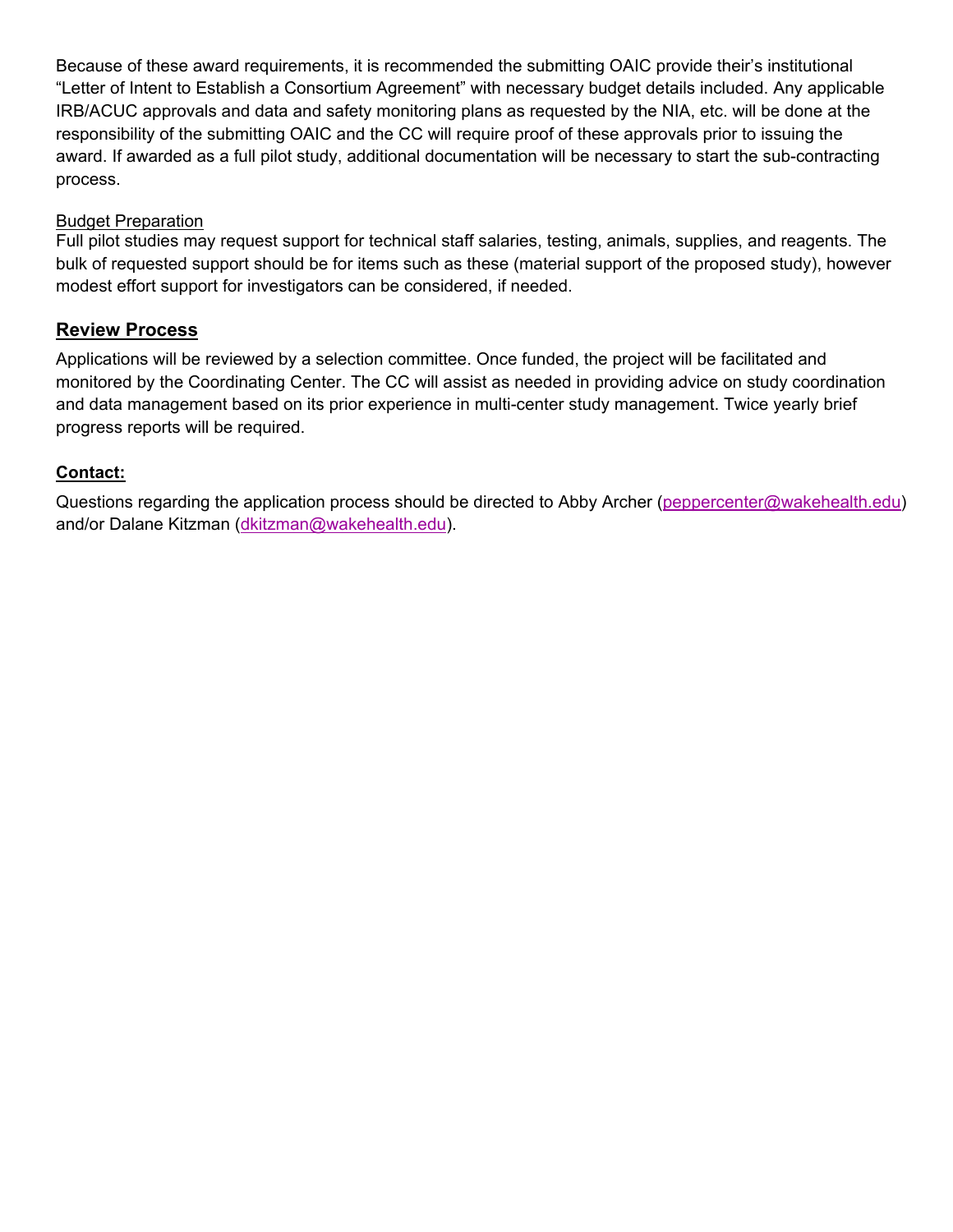Because of these award requirements, it is recommended the submitting OAIC provide their's institutional "Letter of Intent to Establish a Consortium Agreement" with necessary budget details included. Any applicable IRB/ACUC approvals and data and safety monitoring plans as requested by the NIA, etc. will be done at the responsibility of the submitting OAIC and the CC will require proof of these approvals prior to issuing the award. If awarded as a full pilot study, additional documentation will be necessary to start the sub-contracting process.

Budget Preparation

Full pilot studies may request support for technical staff salaries, testing, animals, supplies, and reagents. The bulk of requested support should be for items such as these (material support of the proposed study), however modest effort support for investigators can be considered, if needed.

## Review Process

Applications will be reviewed by a selection committee. Once funded, the project will be facilitated and monitored by the Coordinating Center. The CC will assist as needed in providing advice on study coordination and data management based on its prior experience in multi-center study management. Twice yearly brief progress reports will be required.

## Contact:

Questions regarding the application process should be directed to Abby Archer (peppercenter@wakehealth.edu) and/or Dalane Kitzman (dkitzman@wakehealth.edu).